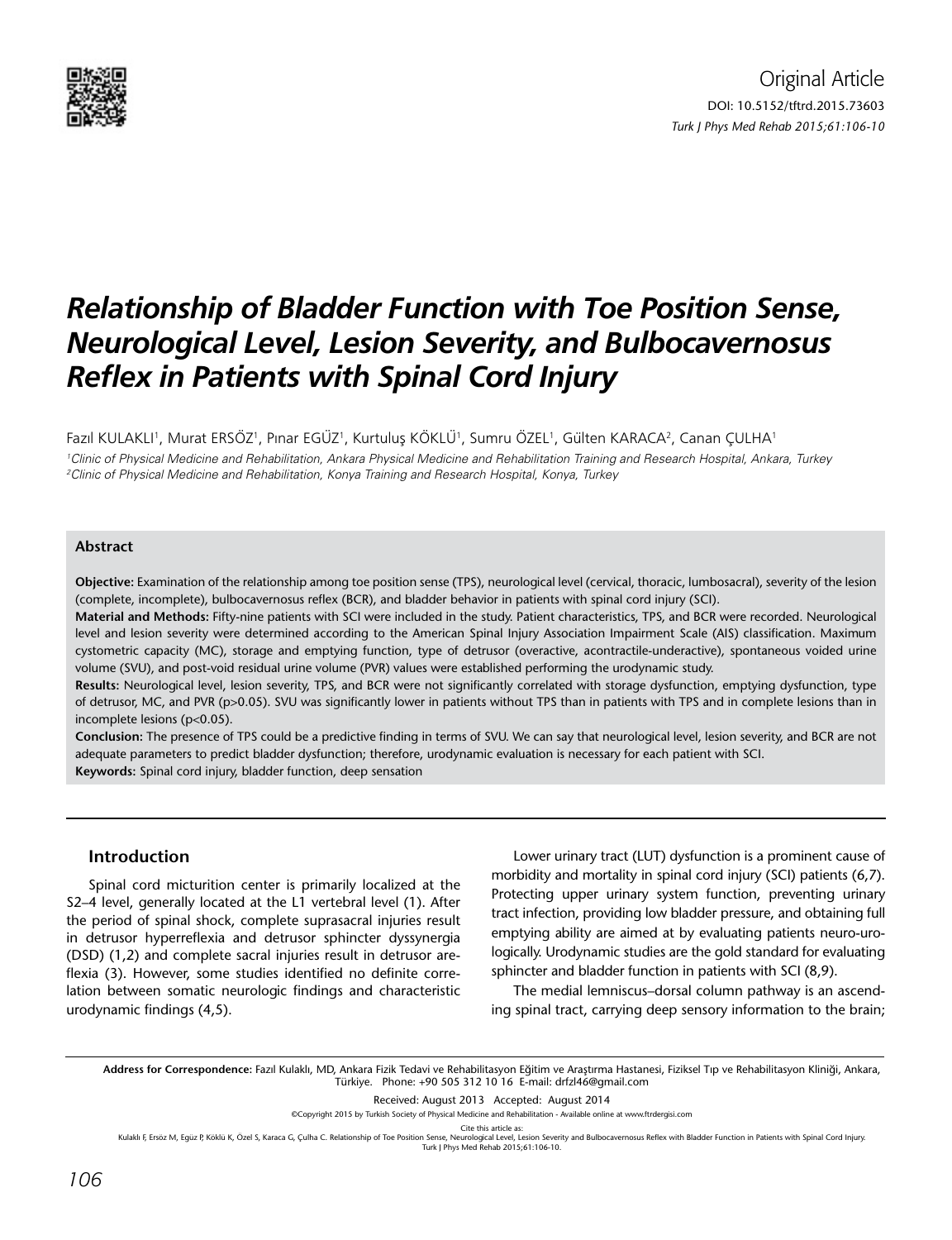Original Article

DOI: 10.5152/tftrd.2015.73603

# Relationship of Bladder Function with Toe Position Sense, Neurological Level, Lesion Severity, and Bulbocavernosus Reflex in Patients with Spinal Cord Injury

Fazıl KULAKLI[1], Murat ERSÖZ[1], Pınar EGÜZ[1], Kurtuluş KÖKLÜ[1], Sumru ÖZEL[1], Gülten KARACA[2], Canan ÇULHA[1]

[1]Clinic of Physical Medicine and Rehabilitation, Ankara Physical Medicine and Rehabilitation Training and Research Hospital, Ankara, Turkey

[2]Clinic of Physical Medicine and Rehabilitation, Konya Training and Research Hospital, Konya, Turkey

## Abstract

**Objective:** Examination of the relationship among toe position sense (TPS), neurological level (cervical, thoracic, lumbosacral), severity of the lesion (complete, incomplete), bulbocavernosus reflex (BCR), and bladder behavior in patients with spinal cord injury (SCI).

**Material and Methods:** Fifty-nine patients with SCI were included in the study. Patient characteristics, TPS, and BCR were recorded. Neurological level and lesion severity were determined according to the American Spinal Injury Association Impairment Scale (AIS) classification. Maximum cystometric capacity (MC), storage and emptying function, type of detrusor (overactive, acontractile-underactive), spontaneous voided urine volume (SVU), and post-void residual urine volume (PVR) values were established performing the urodynamic study.

**Results:** Neurological level, lesion severity, TPS, and BCR were not significantly correlated with storage dysfunction, emptying dysfunction, type of detrusor, MC, and PVR ($p>0.05$). SVU was significantly lower in patients without TPS than in patients with TPS and in complete lesions than in incomplete lesions ($p<0.05$).

**Conclusion:** The presence of TPS could be a predictive finding in terms of SVU. We can say that neurological level, lesion severity, and BCR are not adequate parameters to predict bladder dysfunction; therefore, urodynamic evaluation is necessary for each patient with SCI.

**Keywords:** Spinal cord injury, bladder function, deep sensation

## Introduction

Spinal cord micturition center is primarily localized at the S2–4 level, generally located at the L1 vertebral level (1). After the period of spinal shock, complete suprasacral injuries result in detrusor hyperreflexia and detrusor sphincter dyssynergia (DSD) (1,2) and complete sacral injuries result in detrusor areflexia (3). However, some studies identified no definite correlation between somatic neurologic findings and characteristic urodynamic findings (4,5).

Lower urinary tract (LUT) dysfunction is a prominent cause of morbidity and mortality in spinal cord injury (SCI) patients (6,7). Protecting upper urinary system function, preventing urinary tract infection, providing low bladder pressure, and obtaining full emptying ability are aimed at by evaluating patients neuro-urologically. Urodynamic studies are the gold standard for evaluating sphincter and bladder function in patients with SCI (8,9).

The medial lemniscus–dorsal column pathway is an ascending spinal tract, carrying deep sensory information to the brain;

**Address for Correspondence:** Fazıl Kulaklı, MD, Ankara Fizik Tedavi ve Rehabilitasyon Eğitim ve Araştırma Hastanesi, Fiziksel Tıp ve Rehabilitasyon Kliniği, Ankara, Türkiye. Phone: +90 505 312 10 16 E-mail: drfzl46@gmail.com

Received: August 2013 Accepted: August 2014

©Copyright 2015 by Turkish Society of Physical Medicine and Rehabilitation - Available online at www.ftrdergisi.com

Cite this article as:
Kulaklı F, Ersöz M, Egüz P, Köklü K, Özel S, Karaca G, Çulha C. Relationship of Toe Position Sense, Neurological Level, Lesion Severity and Bulbocavernosus Reflex with Bladder Function in Patients with Spinal Cord Injury. Turk J Phys Med Rehab 2015;61:106-10.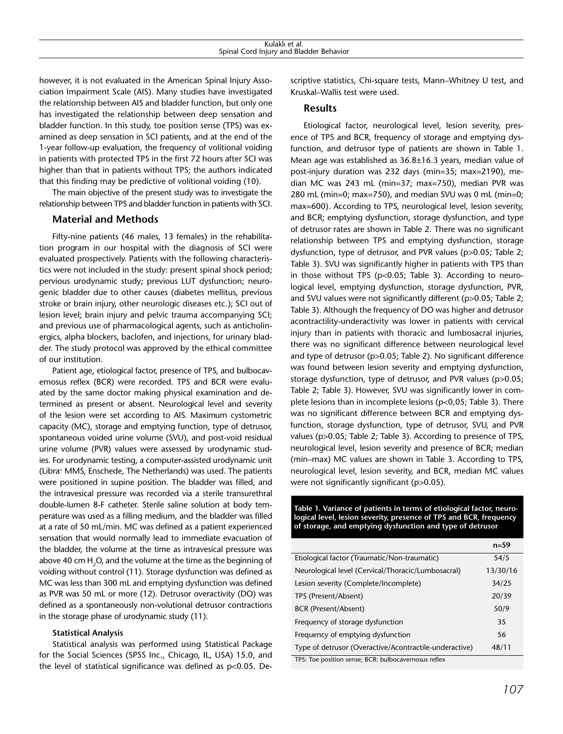however, it is not evaluated in the American Spinal Injury Association Impairment Scale (AIS). Many studies have investigated the relationship between AIS and bladder function, but only one has investigated the relationship between deep sensation and bladder function. In this study, toe position sense (TPS) was examined as deep sensation in SCI patients, and at the end of the 1-year follow-up evaluation, the frequency of volitional voiding in patients with protected TPS in the first 72 hours after SCI was higher than that in patients without TPS; the authors indicated that this finding may be predictive of volitional voiding (10).

The main objective of the present study was to investigate the relationship between TPS and bladder function in patients with SCI.

## Material and Methods

Fifty-nine patients (46 males, 13 females) in the rehabilitation program in our hospital with the diagnosis of SCI were evaluated prospectively. Patients with the following characteristics were not included in the study: present spinal shock period; pervious urodynamic study; previous LUT dysfunction; neurogenic bladder due to other causes (diabetes mellitus, previous stroke or brain injury, other neurologic diseases etc.); SCI out of lesion level; brain injury and pelvic trauma accompanying SCI; and previous use of pharmacological agents, such as anticholinergics, alpha blockers, baclofen, and injections, for urinary bladder. The study protocol was approved by the ethical committee of our institution.

Patient age, etiological factor, presence of TPS, and bulbocavernosus reflex (BCR) were recorded. TPS and BCR were evaluated by the same doctor making physical examination and determined as present or absent. Neurological level and severity of the lesion were set according to AIS. Maximum cystometric capacity (MC), storage and emptying function, type of detrusor, spontaneous voided urine volume (SVU), and post-void residual urine volume (PVR) values were assessed by urodynamic studies. For urodynamic testing, a computer-assisted urodynamic unit (Libra+ MMS, Enschede, The Netherlands) was used. The patients were positioned in supine position. The bladder was filled, and the intravesical pressure was recorded via a sterile transurethral double-lumen 8-F catheter. Sterile saline solution at body temperature was used as a filling medium, and the bladder was filled at a rate of 50 mL/min. MC was defined as a patient experienced sensation that would normally lead to immediate evacuation of the bladder, the volume at the time as intravesical pressure was above 40 cm $H_2O$, and the volume at the time as the beginning of voiding without control (11). Storage dysfunction was defined as MC was less than 300 mL and emptying dysfunction was defined as PVR was 50 mL or more (12). Detrusor overactivity (DO) was defined as a spontaneously non-volutional detrusor contractions in the storage phase of urodynamic study (11).

### Statistical Analysis

Statistical analysis was performed using Statistical Package for the Social Sciences (SPSS Inc., Chicago, IL, USA) 15.0, and the level of statistical significance was defined as $p<0.05$. Descriptive statistics, Chi-square tests, Mann–Whitney U test, and Kruskal–Wallis test were used.

## Results

Etiological factor, neurological level, lesion severity, presence of TPS and BCR, frequency of storage and emptying dysfunction, and detrusor type of patients are shown in Table 1. Mean age was established as 36.8±16.3 years, median value of post-injury duration was 232 days (min=35; max=2190), median MC was 243 mL (min=37; max=750), median PVR was 280 mL (min=0; max=750), and median SVU was 0 mL (min=0; max=600). According to TPS, neurological level, lesion severity, and BCR; emptying dysfunction, storage dysfunction, and type of detrusor rates are shown in Table 2. There was no significant relationship between TPS and emptying dysfunction, storage dysfunction, type of detrusor, and PVR values ($p>0.05$; Table 2; Table 3). SVU was significantly higher in patients with TPS than in those without TPS ($p<0.05$; Table 3). According to neurological level, emptying dysfunction, storage dysfunction, PVR, and SVU values were not significantly different ($p>0.05$; Table 2; Table 3). Although the frequency of DO was higher and detrusor acontractility-underactivity was lower in patients with cervical injury than in patients with thoracic and lumbosacral injuries, there was no significant difference between neurological level and type of detrusor ($p>0.05$; Table 2). No significant difference was found between lesion severity and emptying dysfunction, storage dysfunction, type of detrusor, and PVR values ($p>0.05$; Table 2; Table 3). However, SVU was significantly lower in complete lesions than in incomplete lesions ($p<0,05$; Table 3). There was no significant difference between BCR and emptying dysfunction, storage dysfunction, type of detrusor, SVU, and PVR values ($p>0.05$; Table 2; Table 3). According to presence of TPS, neurological level, lesion severity and presence of BCR; median (min–max) MC values are shown in Table 3. According to TPS, neurological level, lesion severity, and BCR, median MC values were not significantly significant ($p>0.05$).

**Table 1. Variance of patients in terms of etiological factor, neurological level, lesion severity, presence of TPS and BCR, frequency of storage, and emptying dysfunction and type of detrusor**

| | n=59 |
|---|---|
| Etiological factor (Traumatic/Non-traumatic) | 54/5 |
| Neurological level (Cervical/Thoracic/Lumbosacral) | 13/30/16 |
| Lesion severity (Complete/Incomplete) | 34/25 |
| TPS (Present/Absent) | 20/39 |
| BCR (Present/Absent) | 50/9 |
| Frequency of storage dysfunction | 35 |
| Frequency of emptying dysfunction | 56 |
| Type of detrusor (Overactive/Acontractile-underactive) | 48/11 |

TPS: Toe position sense; BCR: bulbocavernosus reflex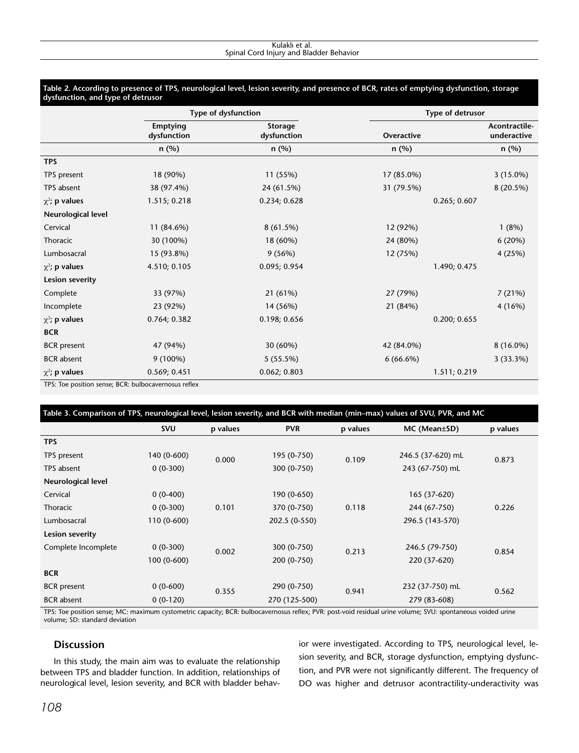**Table 2. According to presence of TPS, neurological level, lesion severity, and presence of BCR, rates of emptying dysfunction, storage dysfunction, and type of detrusor**

| | Type of dysfunction | | Type of detrusor | |
|---|---|---|---|---|
| | Emptying dysfunction | Storage dysfunction | Overactive | Acontractile-underactive |
| | n (%) | n (%) | n (%) | n (%) |
| **TPS** | | | | |
| TPS present | 18 (90%) | 11 (55%) | 17 (85.0%) | 3 (15.0%) |
| TPS absent | 38 (97.4%) | 24 (61.5%) | 31 (79.5%) | 8 (20.5%) |
| $\chi^2$; p values | 1.515; 0.218 | 0.234; 0.628 | 0.265; 0.607 | |
| **Neurological level** | | | | |
| Cervical | 11 (84.6%) | 8 (61.5%) | 12 (92%) | 1 (8%) |
| Thoracic | 30 (100%) | 18 (60%) | 24 (80%) | 6 (20%) |
| Lumbosacral | 15 (93.8%) | 9 (56%) | 12 (75%) | 4 (25%) |
| $\chi^2$; p values | 4.510; 0.105 | 0.095; 0.954 | 1.490; 0.475 | |
| **Lesion severity** | | | | |
| Complete | 33 (97%) | 21 (61%) | 27 (79%) | 7 (21%) |
| Incomplete | 23 (92%) | 14 (56%) | 21 (84%) | 4 (16%) |
| $\chi^2$; p values | 0.764; 0.382 | 0.198; 0.656 | 0.200; 0.655 | |
| **BCR** | | | | |
| BCR present | 47 (94%) | 30 (60%) | 42 (84.0%) | 8 (16.0%) |
| BCR absent | 9 (100%) | 5 (55.5%) | 6 (66.6%) | 3 (33.3%) |
| $\chi^2$; p values | 0.569; 0.451 | 0.062; 0.803 | 1.511; 0.219 | |

TPS: Toe position sense; BCR: bulbocavernosus reflex

**Table 3. Comparison of TPS, neurological level, lesion severity, and BCR with median (min–max) values of SVU, PVR, and MC**

| | SVU | p values | PVR | p values | MC (Mean±SD) | p values |
|---|---|---|---|---|---|---|
| **TPS** | | | | | | |
| TPS present | 140 (0-600) | 0.000 | 195 (0-750) | 0.109 | 246.5 (37-620) mL | 0.873 |
| TPS absent | 0 (0-300) | | 300 (0-750) | | 243 (67-750) mL | |
| **Neurological level** | | | | | | |
| Cervical | 0 (0-400) | | 190 (0-650) | | 165 (37-620) | |
| Thoracic | 0 (0-300) | 0.101 | 370 (0-750) | 0.118 | 244 (67-750) | 0.226 |
| Lumbosacral | 110 (0-600) | | 202.5 (0-550) | | 296.5 (143-570) | |
| **Lesion severity** | | | | | | |
| Complete | 0 (0-300) | 0.002 | 300 (0-750) | 0.213 | 246.5 (79-750) | 0.854 |
| Incomplete | 100 (0-600) | | 200 (0-750) | | 220 (37-620) | |
| **BCR** | | | | | | |
| BCR present | 0 (0-600) | 0.355 | 290 (0-750) | 0.941 | 232 (37-750) mL | 0.562 |
| BCR absent | 0 (0-120) | | 270 (125-500) | | 279 (83-608) | |

TPS: Toe position sense; MC: maximum cystometric capacity; BCR: bulbocavernosus reflex; PVR: post-void residual urine volume; SVU: spontaneous voided urine volume; SD: standard deviation

## Discussion

In this study, the main aim was to evaluate the relationship between TPS and bladder function. In addition, relationships of neurological level, lesion severity, and BCR with bladder behavior were investigated. According to TPS, neurological level, lesion severity, and BCR, storage dysfunction, emptying dysfunction, and PVR were not significantly different. The frequency of DO was higher and detrusor acontractility-underactivity was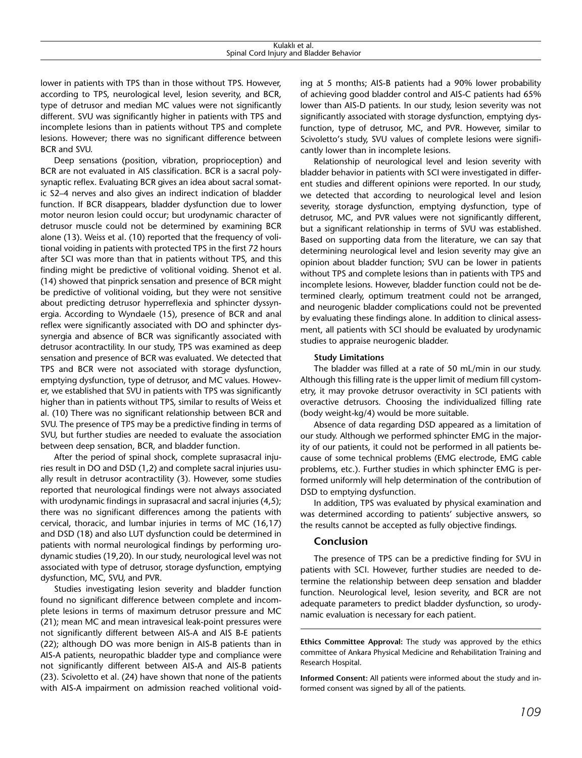lower in patients with TPS than in those without TPS. However, according to TPS, neurological level, lesion severity, and BCR, type of detrusor and median MC values were not significantly different. SVU was significantly higher in patients with TPS and incomplete lesions than in patients without TPS and complete lesions. However; there was no significant difference between BCR and SVU.

Deep sensations (position, vibration, proprioception) and BCR are not evaluated in AIS classification. BCR is a sacral polysynaptic reflex. Evaluating BCR gives an idea about sacral somatic S2–4 nerves and also gives an indirect indication of bladder function. If BCR disappears, bladder dysfunction due to lower motor neuron lesion could occur; but urodynamic character of detrusor muscle could not be determined by examining BCR alone (13). Weiss et al. (10) reported that the frequency of volitional voiding in patients with protected TPS in the first 72 hours after SCI was more than that in patients without TPS, and this finding might be predictive of volitional voiding. Shenot et al. (14) showed that pinprick sensation and presence of BCR might be predictive of volitional voiding, but they were not sensitive about predicting detrusor hyperreflexia and sphincter dyssynergia. According to Wyndaele (15), presence of BCR and anal reflex were significantly associated with DO and sphincter dyssynergia and absence of BCR was significantly associated with detrusor acontractility. In our study, TPS was examined as deep sensation and presence of BCR was evaluated. We detected that TPS and BCR were not associated with storage dysfunction, emptying dysfunction, type of detrusor, and MC values. However, we established that SVU in patients with TPS was significantly higher than in patients without TPS, similar to results of Weiss et al. (10) There was no significant relationship between BCR and SVU. The presence of TPS may be a predictive finding in terms of SVU, but further studies are needed to evaluate the association between deep sensation, BCR, and bladder function.

After the period of spinal shock, complete suprasacral injuries result in DO and DSD (1,2) and complete sacral injuries usually result in detrusor acontractility (3). However, some studies reported that neurological findings were not always associated with urodynamic findings in suprasacral and sacral injuries (4,5); there was no significant differences among the patients with cervical, thoracic, and lumbar injuries in terms of MC (16,17) and DSD (18) and also LUT dysfunction could be determined in patients with normal neurological findings by performing urodynamic studies (19,20). In our study, neurological level was not associated with type of detrusor, storage dysfunction, emptying dysfunction, MC, SVU, and PVR.

Studies investigating lesion severity and bladder function found no significant difference between complete and incomplete lesions in terms of maximum detrusor pressure and MC (21); mean MC and mean intravesical leak-point pressures were not significantly different between AIS-A and AIS B-E patients (22); although DO was more benign in AIS-B patients than in AIS-A patients, neuropathic bladder type and compliance were not significantly different between AIS-A and AIS-B patients (23). Scivoletto et al. (24) have shown that none of the patients with AIS-A impairment on admission reached volitional voiding at 5 months; AIS-B patients had a 90% lower probability of achieving good bladder control and AIS-C patients had 65% lower than AIS-D patients. In our study, lesion severity was not significantly associated with storage dysfunction, emptying dysfunction, type of detrusor, MC, and PVR. However, similar to Scivoletto's study, SVU values of complete lesions were significantly lower than in incomplete lesions.

Relationship of neurological level and lesion severity with bladder behavior in patients with SCI were investigated in different studies and different opinions were reported. In our study, we detected that according to neurological level and lesion severity, storage dysfunction, emptying dysfunction, type of detrusor, MC, and PVR values were not significantly different, but a significant relationship in terms of SVU was established. Based on supporting data from the literature, we can say that determining neurological level and lesion severity may give an opinion about bladder function; SVU can be lower in patients without TPS and complete lesions than in patients with TPS and incomplete lesions. However, bladder function could not be determined clearly, optimum treatment could not be arranged, and neurogenic bladder complications could not be prevented by evaluating these findings alone. In addition to clinical assessment, all patients with SCI should be evaluated by urodynamic studies to appraise neurogenic bladder.

**Study Limitations**

The bladder was filled at a rate of 50 mL/min in our study. Although this filling rate is the upper limit of medium fill cystometry, it may provoke detrusor overactivity in SCI patients with overactive detrusors. Choosing the individualized filling rate (body weight-kg/4) would be more suitable.

Absence of data regarding DSD appeared as a limitation of our study. Although we performed sphincter EMG in the majority of our patients, it could not be performed in all patients because of some technical problems (EMG electrode, EMG cable problems, etc.). Further studies in which sphincter EMG is performed uniformly will help determination of the contribution of DSD to emptying dysfunction.

In addition, TPS was evaluated by physical examination and was determined according to patients' subjective answers, so the results cannot be accepted as fully objective findings.

## Conclusion

The presence of TPS can be a predictive finding for SVU in patients with SCI. However, further studies are needed to determine the relationship between deep sensation and bladder function. Neurological level, lesion severity, and BCR are not adequate parameters to predict bladder dysfunction, so urodynamic evaluation is necessary for each patient.

**Ethics Committee Approval:** The study was approved by the ethics committee of Ankara Physical Medicine and Rehabilitation Training and Research Hospital.

**Informed Consent:** All patients were informed about the study and informed consent was signed by all of the patients.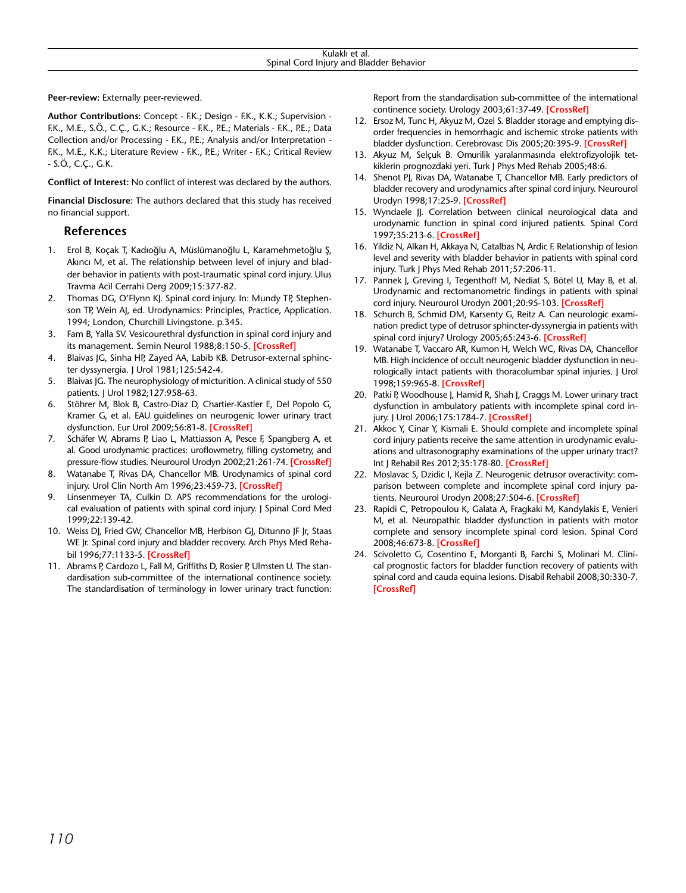**Peer-review:** Externally peer-reviewed.

**Author Contributions:** Concept - F.K.; Design - F.K., K.K.; Supervision - F.K., M.E., S.Ö., C.Ç., G.K.; Resource - F.K., P.E.; Materials - F.K., P.E.; Data Collection and/or Processing - F.K., P.E.; Analysis and/or Interpretation - F.K., M.E., K.K.; Literature Review - F.K., P.E.; Writer - F.K.; Critical Review - S.Ö., C.Ç., G.K.

**Conflict of Interest:** No conflict of interest was declared by the authors.

**Financial Disclosure:** The authors declared that this study has received no financial support.

## References

1. Erol B, Koçak T, Kadıoğlu A, Müslümanoğlu L, Karamehmetoğlu Ş, Akıncı M, et al. The relationship between level of injury and bladder behavior in patients with post-traumatic spinal cord injury. Ulus Travma Acil Cerrahi Derg 2009;15:377-82.
2. Thomas DG, O'Flynn KJ. Spinal cord injury. In: Mundy TP, Stephenson TP, Wein AJ, ed. Urodynamics: Principles, Practice, Application. 1994; London, Churchill Livingstone. p.345.
3. Fam B, Yalla SV. Vesicourethral dysfunction in spinal cord injury and its management. Semin Neurol 1988;8:150-5. [CrossRef]
4. Blaivas JG, Sinha HP, Zayed AA, Labib KB. Detrusor-external sphincter dyssynergia. J Urol 1981;125:542-4.
5. Blaivas JG. The neurophysiology of micturition. A clinical study of 550 patients. J Urol 1982;127:958-63.
6. Stöhrer M, Blok B, Castro-Diaz D, Chartier-Kastler E, Del Popolo G, Kramer G, et al. EAU guidelines on neurogenic lower urinary tract dysfunction. Eur Urol 2009;56:81-8. [CrossRef]
7. Schäfer W, Abrams P, Liao L, Mattiasson A, Pesce F, Spangberg A, et al. Good urodynamic practices: uroflowmetry, filling cystometry, and pressure-flow studies. Neurourol Urodyn 2002;21:261-74. [CrossRef]
8. Watanabe T, Rivas DA, Chancellor MB. Urodynamics of spinal cord injury. Urol Clin North Am 1996;23:459-73. [CrossRef]
9. Linsenmeyer TA, Culkin D. APS recommendations for the urological evaluation of patients with spinal cord injury. J Spinal Cord Med 1999;22:139-42.
10. Weiss DJ, Fried GW, Chancellor MB, Herbison GJ, Ditunno JF Jr, Staas WE Jr. Spinal cord injury and bladder recovery. Arch Phys Med Rehabil 1996;77:1133-5. [CrossRef]
11. Abrams P, Cardozo L, Fall M, Griffiths D, Rosier P, Ulmsten U. The standardisation sub-committee of the international continence society. The standardisation of terminology in lower urinary tract function: Report from the standardisation sub-committee of the international continence society. Urology 2003;61:37-49. [CrossRef]
12. Ersoz M, Tunc H, Akyuz M, Ozel S. Bladder storage and emptying disorder frequencies in hemorrhagic and ischemic stroke patients with bladder dysfunction. Cerebrovasc Dis 2005;20:395-9. [CrossRef]
13. Akyuz M, Selçuk B. Omurilik yaralanmasında elektrofizyolojik tetkiklerin prognozdaki yeri. Turk J Phys Med Rehab 2005;48:6.
14. Shenot PJ, Rivas DA, Watanabe T, Chancellor MB. Early predictors of bladder recovery and urodynamics after spinal cord injury. Neurourol Urodyn 1998;17:25-9. [CrossRef]
15. Wyndaele JJ. Correlation between clinical neurological data and urodynamic function in spinal cord injured patients. Spinal Cord 1997;35:213-6. [CrossRef]
16. Yildiz N, Alkan H, Akkaya N, Catalbas N, Ardic F. Relationship of lesion level and severity with bladder behavior in patients with spinal cord injury. Turk J Phys Med Rehab 2011;57:206-11.
17. Pannek J, Greving I, Tegenthoff M, Nediat S, Bötel U, May B, et al. Urodynamic and rectomanometric findings in patients with spinal cord injury. Neurourol Urodyn 2001;20:95-103. [CrossRef]
18. Schurch B, Schmid DM, Karsenty G, Reitz A. Can neurologic examination predict type of detrusor sphincter-dyssynergia in patients with spinal cord injury? Urology 2005;65:243-6. [CrossRef]
19. Watanabe T, Vaccaro AR, Kumon H, Welch WC, Rivas DA, Chancellor MB. High incidence of occult neurogenic bladder dysfunction in neurologically intact patients with thoracolumbar spinal injuries. J Urol 1998;159:965-8. [CrossRef]
20. Patki P, Woodhouse J, Hamid R, Shah J, Craggs M. Lower urinary tract dysfunction in ambulatory patients with incomplete spinal cord injury. J Urol 2006;175:1784-7. [CrossRef]
21. Akkoc Y, Cinar Y, Kismali E. Should complete and incomplete spinal cord injury patients receive the same attention in urodynamic evaluations and ultrasonography examinations of the upper urinary tract? Int J Rehabil Res 2012;35:178-80. [CrossRef]
22. Moslavac S, Dzidic I, Kejla Z. Neurogenic detrusor overactivity: comparison between complete and incomplete spinal cord injury patients. Neurourol Urodyn 2008;27:504-6. [CrossRef]
23. Rapidi C, Petropoulou K, Galata A, Fragkaki M, Kandylakis E, Venieri M, et al. Neuropathic bladder dysfunction in patients with motor complete and sensory incomplete spinal cord lesion. Spinal Cord 2008;46:673-8. [CrossRef]
24. Scivoletto G, Cosentino E, Morganti B, Farchi S, Molinari M. Clinical prognostic factors for bladder function recovery of patients with spinal cord and cauda equina lesions. Disabil Rehabil 2008;30:330-7. [CrossRef]